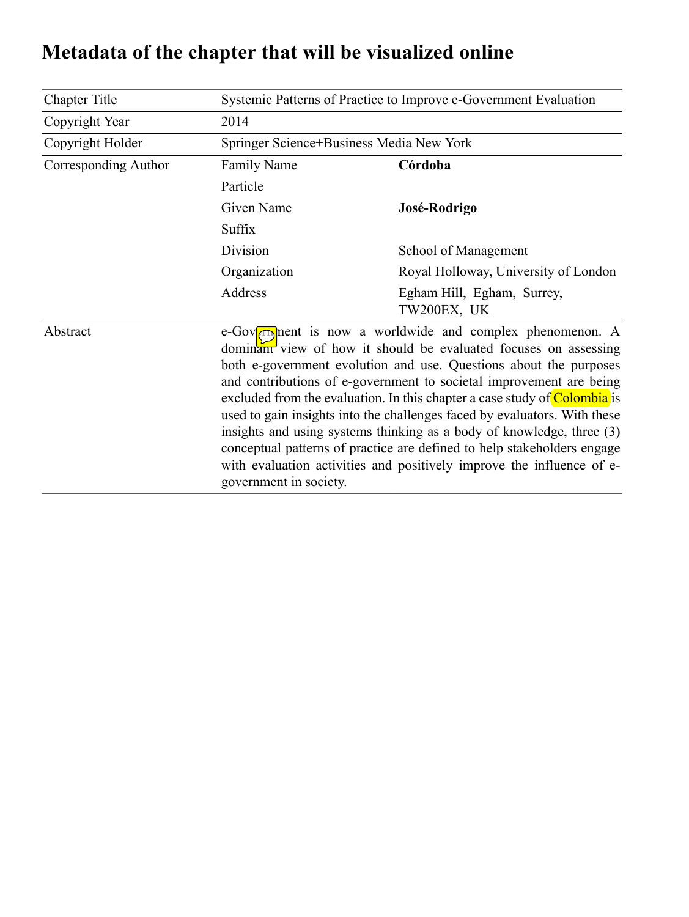# Metadata of the chapter that will be visualized online

| | | |
|---|---|---|
| Chapter Title | Systemic Patterns of Practice to Improve e-Government Evaluation | |
| Copyright Year | 2014 | |
| Copyright Holder | Springer Science+Business Media New York | |
| Corresponding Author | Family Name | **Córdoba** |
| | Particle | |
| | Given Name | **José-Rodrigo** |
| | Suffix | |
| | Division | School of Management |
| | Organization | Royal Holloway, University of London |
| | Address | Egham Hill, Egham, Surrey, TW200EX, UK |
| Abstract | e-Government is now a worldwide and complex phenomenon. A dominant view of how it should be evaluated focuses on assessing both e-government evolution and use. Questions about the purposes and contributions of e-government to societal improvement are being excluded from the evaluation. In this chapter a case study of Colombia is used to gain insights into the challenges faced by evaluators. With these insights and using systems thinking as a body of knowledge, three (3) conceptual patterns of practice are defined to help stakeholders engage with evaluation activities and positively improve the influence of e-government in society. | |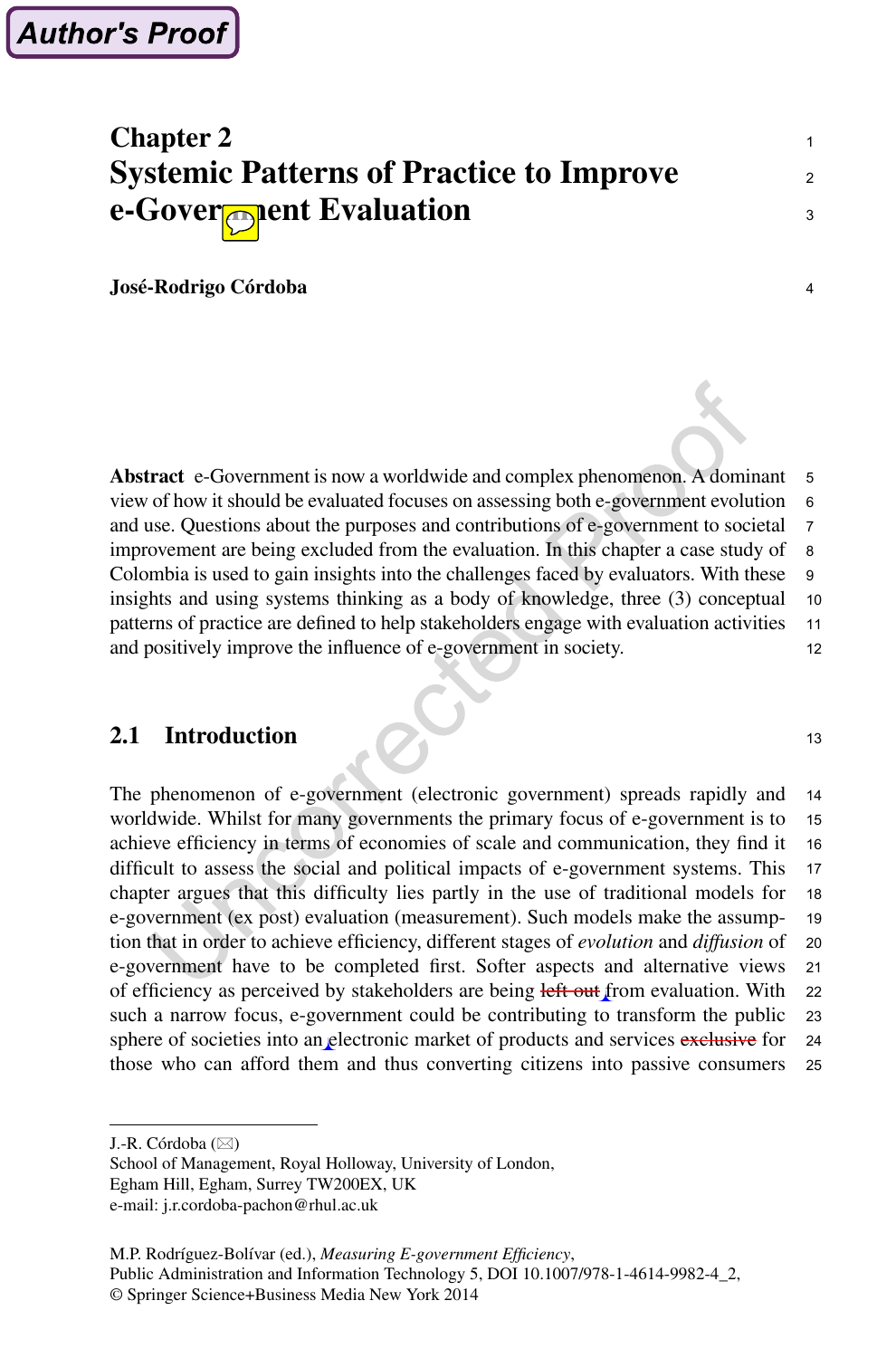# Chapter 2
# Systemic Patterns of Practice to Improve e-Government Evaluation

**José-Rodrigo Córdoba**

**Abstract** e-Government is now a worldwide and complex phenomenon. A dominant view of how it should be evaluated focuses on assessing both e-government evolution and use. Questions about the purposes and contributions of e-government to societal improvement are being excluded from the evaluation. In this chapter a case study of Colombia is used to gain insights into the challenges faced by evaluators. With these insights and using systems thinking as a body of knowledge, three (3) conceptual patterns of practice are defined to help stakeholders engage with evaluation activities and positively improve the influence of e-government in society.

## 2.1 Introduction

The phenomenon of e-government (electronic government) spreads rapidly and worldwide. Whilst for many governments the primary focus of e-government is to achieve efficiency in terms of economies of scale and communication, they find it difficult to assess the social and political impacts of e-government systems. This chapter argues that this difficulty lies partly in the use of traditional models for e-government (ex post) evaluation (measurement). Such models make the assumption that in order to achieve efficiency, different stages of *evolution* and *diffusion* of e-government have to be completed first. Softer aspects and alternative views of efficiency as perceived by stakeholders are being left out from evaluation. With such a narrow focus, e-government could be contributing to transform the public sphere of societies into an electronic market of products and services exclusive for those who can afford them and thus converting citizens into passive consumers

J.-R. Córdoba (✉)
School of Management, Royal Holloway, University of London,
Egham Hill, Egham, Surrey TW200EX, UK
e-mail: j.r.cordoba-pachon@rhul.ac.uk

M.P. Rodríguez-Bolívar (ed.), *Measuring E-government Efficiency*,
Public Administration and Information Technology 5, DOI 10.1007/978-1-4614-9982-4_2,
© Springer Science+Business Media New York 2014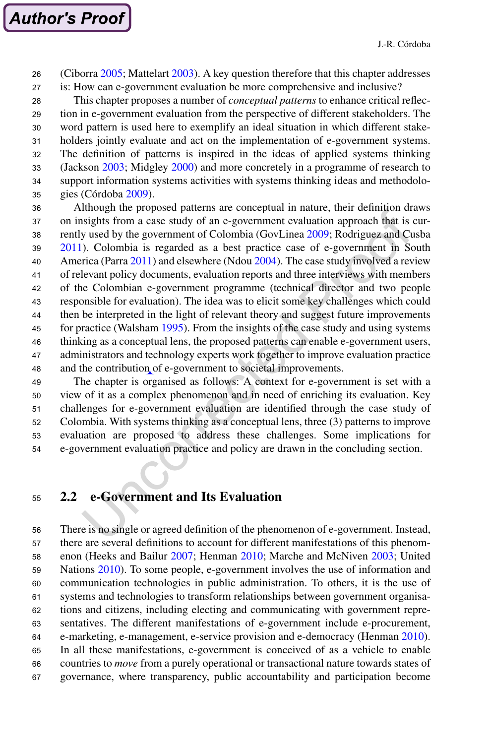(Ciborra 2005; Mattelart 2003). A key question therefore that this chapter addresses is: How can e-government evaluation be more comprehensive and inclusive?

This chapter proposes a number of *conceptual patterns* to enhance critical reflection in e-government evaluation from the perspective of different stakeholders. The word pattern is used here to exemplify an ideal situation in which different stakeholders jointly evaluate and act on the implementation of e-government systems. The definition of patterns is inspired in the ideas of applied systems thinking (Jackson 2003; Midgley 2000) and more concretely in a programme of research to support information systems activities with systems thinking ideas and methodologies (Córdoba 2009).

Although the proposed patterns are conceptual in nature, their definition draws on insights from a case study of an e-government evaluation approach that is currently used by the government of Colombia (GovLinea 2009; Rodriguez and Cusba 2011). Colombia is regarded as a best practice case of e-government in South America (Parra 2011) and elsewhere (Ndou 2004). The case study involved a review of relevant policy documents, evaluation reports and three interviews with members of the Colombian e-government programme (technical director and two people responsible for evaluation). The idea was to elicit some key challenges which could then be interpreted in the light of relevant theory and suggest future improvements for practice (Walsham 1995). From the insights of the case study and using systems thinking as a conceptual lens, the proposed patterns can enable e-government users, administrators and technology experts work together to improve evaluation practice and the contribution of e-government to societal improvements.

The chapter is organised as follows: A context for e-government is set with a view of it as a complex phenomenon and in need of enriching its evaluation. Key challenges for e-government evaluation are identified through the case study of Colombia. With systems thinking as a conceptual lens, three (3) patterns to improve evaluation are proposed to address these challenges. Some implications for e-government evaluation practice and policy are drawn in the concluding section.

## 2.2 e-Government and Its Evaluation

There is no single or agreed definition of the phenomenon of e-government. Instead, there are several definitions to account for different manifestations of this phenomenon (Heeks and Bailur 2007; Henman 2010; Marche and McNiven 2003; United Nations 2010). To some people, e-government involves the use of information and communication technologies in public administration. To others, it is the use of systems and technologies to transform relationships between government organisations and citizens, including electing and communicating with government representatives. The different manifestations of e-government include e-procurement, e-marketing, e-management, e-service provision and e-democracy (Henman 2010). In all these manifestations, e-government is conceived of as a vehicle to enable countries to *move* from a purely operational or transactional nature towards states of governance, where transparency, public accountability and participation become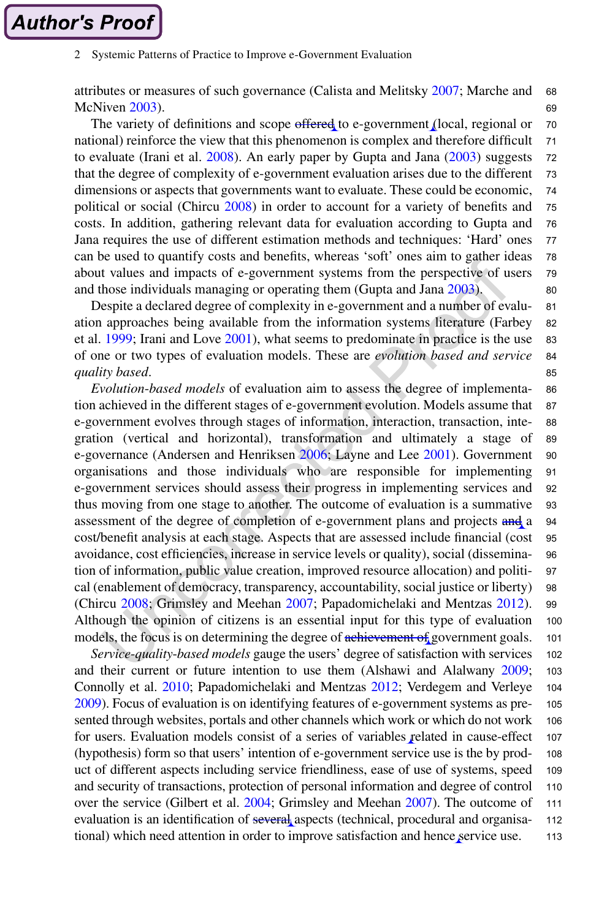attributes or measures of such governance (Calista and Melitsky 2007; Marche and McNiven 2003).

The variety of definitions and scope offered to e-government (local, regional or national) reinforce the view that this phenomenon is complex and therefore difficult to evaluate (Irani et al. 2008). An early paper by Gupta and Jana (2003) suggests that the degree of complexity of e-government evaluation arises due to the different dimensions or aspects that governments want to evaluate. These could be economic, political or social (Chircu 2008) in order to account for a variety of benefits and costs. In addition, gathering relevant data for evaluation according to Gupta and Jana requires the use of different estimation methods and techniques: 'Hard' ones can be used to quantify costs and benefits, whereas 'soft' ones aim to gather ideas about values and impacts of e-government systems from the perspective of users and those individuals managing or operating them (Gupta and Jana 2003).

Despite a declared degree of complexity in e-government and a number of evaluation approaches being available from the information systems literature (Farbey et al. 1999; Irani and Love 2001), what seems to predominate in practice is the use of one or two types of evaluation models. These are *evolution based and service quality based*.

*Evolution-based models* of evaluation aim to assess the degree of implementation achieved in the different stages of e-government evolution. Models assume that e-government evolves through stages of information, interaction, transaction, integration (vertical and horizontal), transformation and ultimately a stage of e-governance (Andersen and Henriksen 2006; Layne and Lee 2001). Government organisations and those individuals who are responsible for implementing e-government services should assess their progress in implementing services and thus moving from one stage to another. The outcome of evaluation is a summative assessment of the degree of completion of e-government plans and projects and a cost/benefit analysis at each stage. Aspects that are assessed include financial (cost avoidance, cost efficiencies, increase in service levels or quality), social (dissemination of information, public value creation, improved resource allocation) and political (enablement of democracy, transparency, accountability, social justice or liberty) (Chircu 2008; Grimsley and Meehan 2007; Papadomichelaki and Mentzas 2012). Although the opinion of citizens is an essential input for this type of evaluation models, the focus is on determining the degree of achievement of government goals.

*Service-quality-based models* gauge the users' degree of satisfaction with services and their current or future intention to use them (Alshawi and Alalwany 2009; Connolly et al. 2010; Papadomichelaki and Mentzas 2012; Verdegem and Verleye 2009). Focus of evaluation is on identifying features of e-government systems as presented through websites, portals and other channels which work or which do not work for users. Evaluation models consist of a series of variables related in cause-effect (hypothesis) form so that users' intention of e-government service use is the by product of different aspects including service friendliness, ease of use of systems, speed and security of transactions, protection of personal information and degree of control over the service (Gilbert et al. 2004; Grimsley and Meehan 2007). The outcome of evaluation is an identification of several aspects (technical, procedural and organisational) which need attention in order to improve satisfaction and hence service use.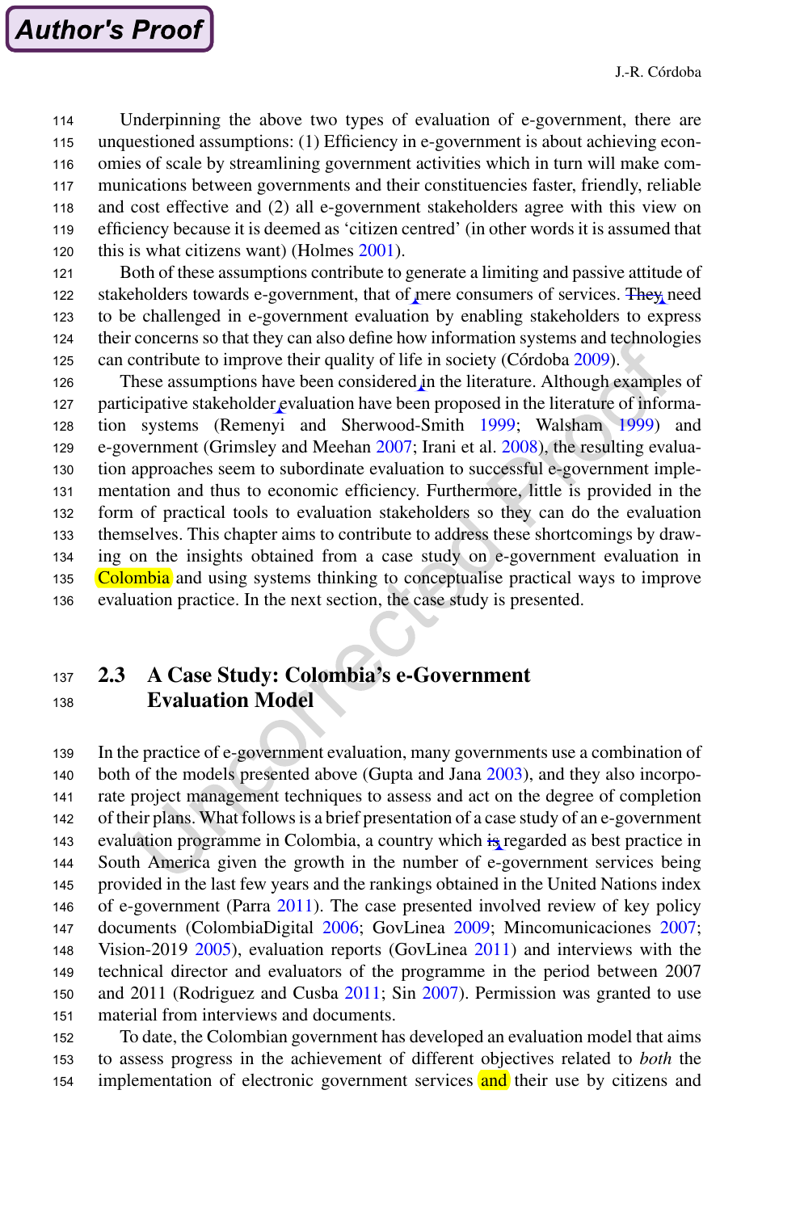Underpinning the above two types of evaluation of e-government, there are unquestioned assumptions: (1) Efficiency in e-government is about achieving economies of scale by streamlining government activities which in turn will make communications between governments and their constituencies faster, friendly, reliable and cost effective and (2) all e-government stakeholders agree with this view on efficiency because it is deemed as 'citizen centred' (in other words it is assumed that this is what citizens want) (Holmes 2001).

Both of these assumptions contribute to generate a limiting and passive attitude of stakeholders towards e-government, that of mere consumers of services. They need to be challenged in e-government evaluation by enabling stakeholders to express their concerns so that they can also define how information systems and technologies can contribute to improve their quality of life in society (Córdoba 2009).

These assumptions have been considered in the literature. Although examples of participative stakeholder evaluation have been proposed in the literature of information systems (Remenyi and Sherwood-Smith 1999; Walsham 1999) and e-government (Grimsley and Meehan 2007; Irani et al. 2008), the resulting evaluation approaches seem to subordinate evaluation to successful e-government implementation and thus to economic efficiency. Furthermore, little is provided in the form of practical tools to evaluation stakeholders so they can do the evaluation themselves. This chapter aims to contribute to address these shortcomings by drawing on the insights obtained from a case study on e-government evaluation in Colombia and using systems thinking to conceptualise practical ways to improve evaluation practice. In the next section, the case study is presented.

## 2.3 A Case Study: Colombia's e-Government Evaluation Model

In the practice of e-government evaluation, many governments use a combination of both of the models presented above (Gupta and Jana 2003), and they also incorporate project management techniques to assess and act on the degree of completion of their plans. What follows is a brief presentation of a case study of an e-government evaluation programme in Colombia, a country which is regarded as best practice in South America given the growth in the number of e-government services being provided in the last few years and the rankings obtained in the United Nations index of e-government (Parra 2011). The case presented involved review of key policy documents (ColombiaDigital 2006; GovLinea 2009; Mincomunicaciones 2007; Vision-2019 2005), evaluation reports (GovLinea 2011) and interviews with the technical director and evaluators of the programme in the period between 2007 and 2011 (Rodriguez and Cusba 2011; Sin 2007). Permission was granted to use material from interviews and documents.

To date, the Colombian government has developed an evaluation model that aims to assess progress in the achievement of different objectives related to *both* the implementation of electronic government services and their use by citizens and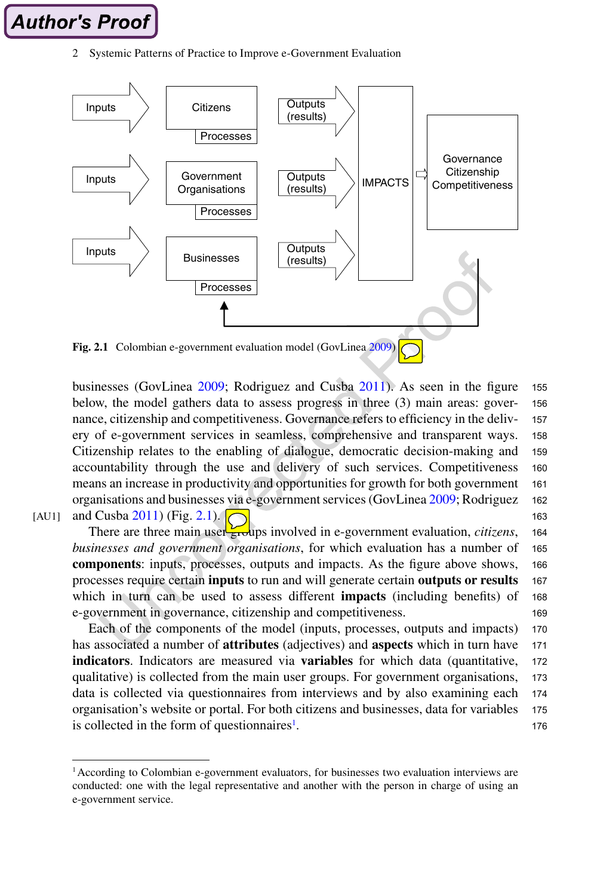Inputs

Citizens

Processes

Outputs (results)

Inputs

Government Organisations

Processes

Outputs (results)

IMPACTS

Governance Citizenship Competitiveness

Inputs

Businesses

Processes

Outputs (results)

**Fig. 2.1** Colombian e-government evaluation model (GovLinea 2009)

businesses (GovLinea 2009; Rodriguez and Cusba 2011). As seen in the figure below, the model gathers data to assess progress in three (3) main areas: governance, citizenship and competitiveness. Governance refers to efficiency in the delivery of e-government services in seamless, comprehensive and transparent ways. Citizenship relates to the enabling of dialogue, democratic decision-making and accountability through the use and delivery of such services. Competitiveness means an increase in productivity and opportunities for growth for both government organisations and businesses via e-government services (GovLinea 2009; Rodriguez and Cusba 2011) (Fig. 2.1).

There are three main user groups involved in e-government evaluation, *citizens*, *businesses and government organisations*, for which evaluation has a number of **components**: inputs, processes, outputs and impacts. As the figure above shows, processes require certain **inputs** to run and will generate certain **outputs or results** which in turn can be used to assess different **impacts** (including benefits) of e-government in governance, citizenship and competitiveness.

Each of the components of the model (inputs, processes, outputs and impacts) has associated a number of **attributes** (adjectives) and **aspects** which in turn have **indicators**. Indicators are measured via **variables** for which data (quantitative, qualitative) is collected from the main user groups. For government organisations, data is collected via questionnaires from interviews and by also examining each organisation's website or portal. For both citizens and businesses, data for variables is collected in the form of questionnaires[1].

[1] According to Colombian e-government evaluators, for businesses two evaluation interviews are conducted: one with the legal representative and another with the person in charge of using an e-government service.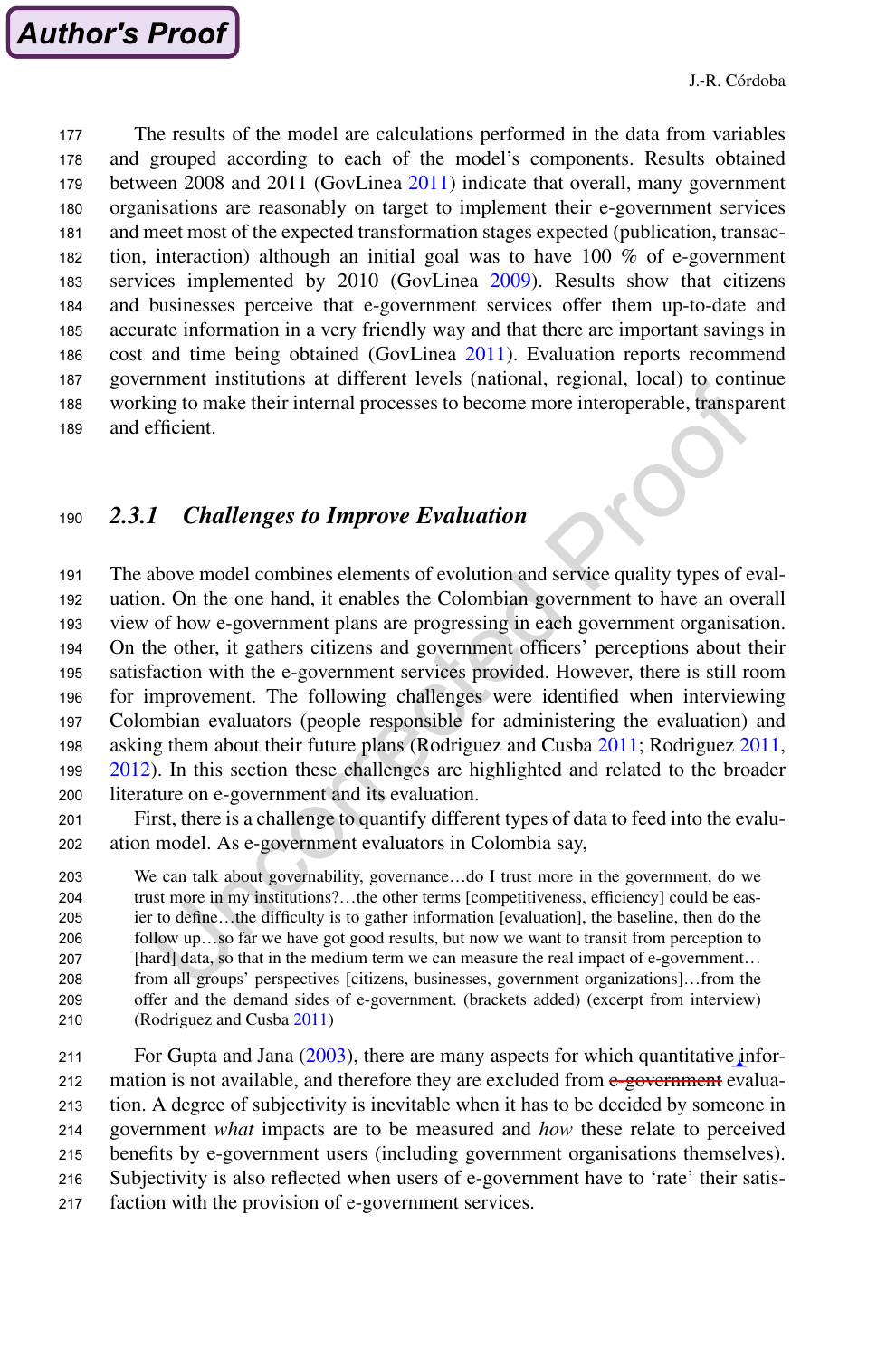The results of the model are calculations performed in the data from variables and grouped according to each of the model's components. Results obtained between 2008 and 2011 (GovLinea 2011) indicate that overall, many government organisations are reasonably on target to implement their e-government services and meet most of the expected transformation stages expected (publication, transaction, interaction) although an initial goal was to have 100 % of e-government services implemented by 2010 (GovLinea 2009). Results show that citizens and businesses perceive that e-government services offer them up-to-date and accurate information in a very friendly way and that there are important savings in cost and time being obtained (GovLinea 2011). Evaluation reports recommend government institutions at different levels (national, regional, local) to continue working to make their internal processes to become more interoperable, transparent and efficient.

### 2.3.1 *Challenges to Improve Evaluation*

The above model combines elements of evolution and service quality types of evaluation. On the one hand, it enables the Colombian government to have an overall view of how e-government plans are progressing in each government organisation. On the other, it gathers citizens and government officers' perceptions about their satisfaction with the e-government services provided. However, there is still room for improvement. The following challenges were identified when interviewing Colombian evaluators (people responsible for administering the evaluation) and asking them about their future plans (Rodriguez and Cusba 2011; Rodriguez 2011, 2012). In this section these challenges are highlighted and related to the broader literature on e-government and its evaluation.

First, there is a challenge to quantify different types of data to feed into the evaluation model. As e-government evaluators in Colombia say,

> We can talk about governability, governance…do I trust more in the government, do we trust more in my institutions?…the other terms [competitiveness, efficiency] could be easier to define…the difficulty is to gather information [evaluation], the baseline, then do the follow up…so far we have got good results, but now we want to transit from perception to [hard] data, so that in the medium term we can measure the real impact of e-government…from all groups' perspectives [citizens, businesses, government organizations]…from the offer and the demand sides of e-government. (brackets added) (excerpt from interview) (Rodriguez and Cusba 2011)

For Gupta and Jana (2003), there are many aspects for which quantitative information is not available, and therefore they are excluded from ~~e-government~~ evaluation. A degree of subjectivity is inevitable when it has to be decided by someone in government *what* impacts are to be measured and *how* these relate to perceived benefits by e-government users (including government organisations themselves). Subjectivity is also reflected when users of e-government have to 'rate' their satisfaction with the provision of e-government services.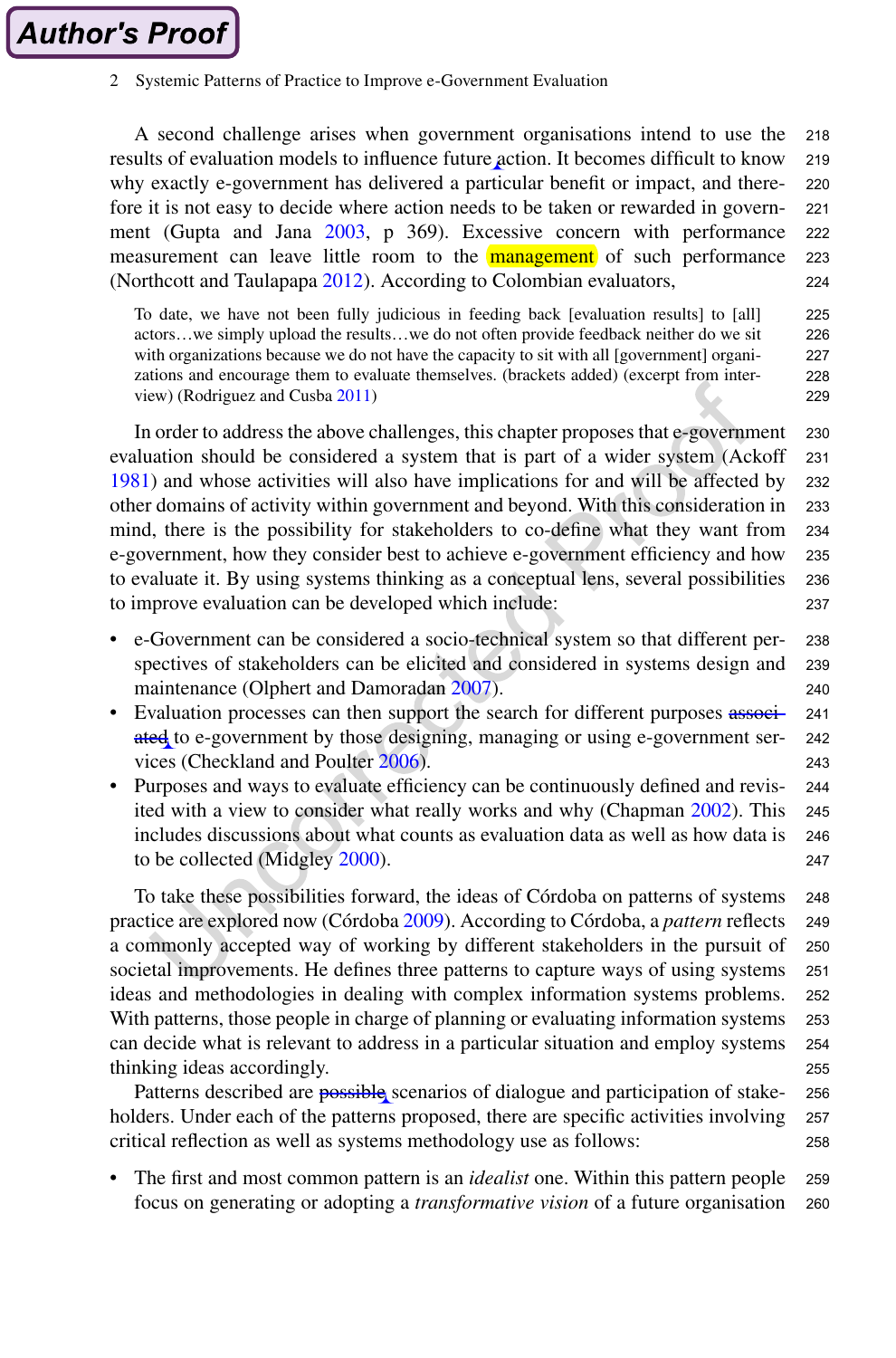A second challenge arises when government organisations intend to use the results of evaluation models to influence future action. It becomes difficult to know why exactly e-government has delivered a particular benefit or impact, and therefore it is not easy to decide where action needs to be taken or rewarded in government (Gupta and Jana 2003, p 369). Excessive concern with performance measurement can leave little room to the management of such performance (Northcott and Taulapapa 2012). According to Colombian evaluators,

> To date, we have not been fully judicious in feeding back [evaluation results] to [all] actors…we simply upload the results…we do not often provide feedback neither do we sit with organizations because we do not have the capacity to sit with all [government] organizations and encourage them to evaluate themselves. (brackets added) (excerpt from interview) (Rodriguez and Cusba 2011)

In order to address the above challenges, this chapter proposes that e-government evaluation should be considered a system that is part of a wider system (Ackoff 1981) and whose activities will also have implications for and will be affected by other domains of activity within government and beyond. With this consideration in mind, there is the possibility for stakeholders to co-define what they want from e-government, how they consider best to achieve e-government efficiency and how to evaluate it. By using systems thinking as a conceptual lens, several possibilities to improve evaluation can be developed which include:

- e-Government can be considered a socio-technical system so that different perspectives of stakeholders can be elicited and considered in systems design and maintenance (Olphert and Damoradan 2007).
- Evaluation processes can then support the search for different purposes ~~associated~~ to e-government by those designing, managing or using e-government services (Checkland and Poulter 2006).
- Purposes and ways to evaluate efficiency can be continuously defined and revisited with a view to consider what really works and why (Chapman 2002). This includes discussions about what counts as evaluation data as well as how data is to be collected (Midgley 2000).

To take these possibilities forward, the ideas of Córdoba on patterns of systems practice are explored now (Córdoba 2009). According to Córdoba, a *pattern* reflects a commonly accepted way of working by different stakeholders in the pursuit of societal improvements. He defines three patterns to capture ways of using systems ideas and methodologies in dealing with complex information systems problems. With patterns, those people in charge of planning or evaluating information systems can decide what is relevant to address in a particular situation and employ systems thinking ideas accordingly.

Patterns described are ~~possible~~ scenarios of dialogue and participation of stakeholders. Under each of the patterns proposed, there are specific activities involving critical reflection as well as systems methodology use as follows:

- The first and most common pattern is an *idealist* one. Within this pattern people focus on generating or adopting a *transformative vision* of a future organisation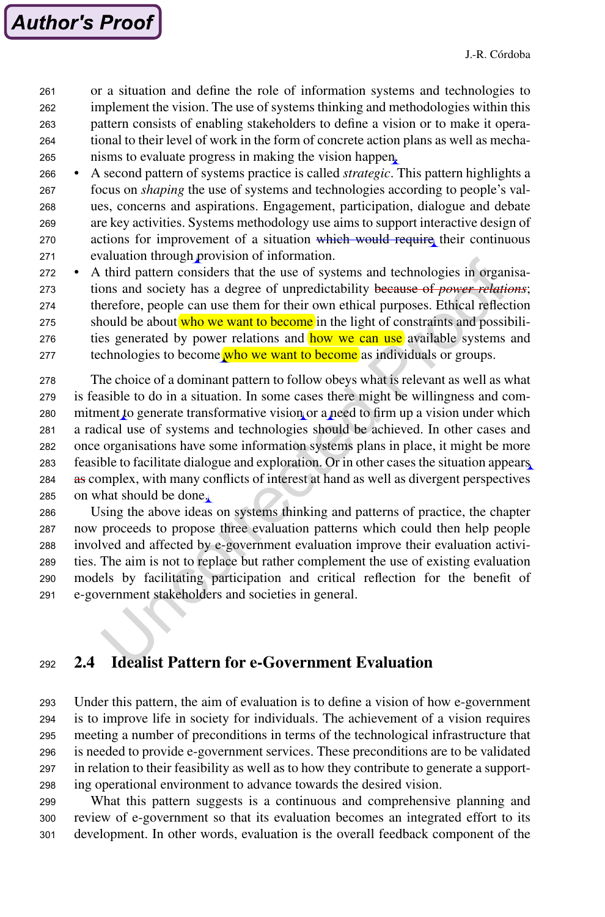or a situation and define the role of information systems and technologies to implement the vision. The use of systems thinking and methodologies within this pattern consists of enabling stakeholders to define a vision or to make it operational to their level of work in the form of concrete action plans as well as mechanisms to evaluate progress in making the vision happen.

- A second pattern of systems practice is called *strategic*. This pattern highlights a focus on *shaping* the use of systems and technologies according to people's values, concerns and aspirations. Engagement, participation, dialogue and debate are key activities. Systems methodology use aims to support interactive design of actions for improvement of a situation ~~which would require~~ their continuous evaluation through provision of information.
- A third pattern considers that the use of systems and technologies in organisations and society has a degree of unpredictability ~~because of *power relations*~~; therefore, people can use them for their own ethical purposes. Ethical reflection should be about who we want to become in the light of constraints and possibilities generated by power relations and how we can use available systems and technologies to become who we want to become as individuals or groups.

The choice of a dominant pattern to follow obeys what is relevant as well as what is feasible to do in a situation. In some cases there might be willingness and commitment to generate transformative vision or a need to firm up a vision under which a radical use of systems and technologies should be achieved. In other cases and once organisations have some information systems plans in place, it might be more feasible to facilitate dialogue and exploration. Or in other cases the situation appears ~~as~~ complex, with many conflicts of interest at hand as well as divergent perspectives on what should be done.

Using the above ideas on systems thinking and patterns of practice, the chapter now proceeds to propose three evaluation patterns which could then help people involved and affected by e-government evaluation improve their evaluation activities. The aim is not to replace but rather complement the use of existing evaluation models by facilitating participation and critical reflection for the benefit of e-government stakeholders and societies in general.

## 2.4 Idealist Pattern for e-Government Evaluation

Under this pattern, the aim of evaluation is to define a vision of how e-government is to improve life in society for individuals. The achievement of a vision requires meeting a number of preconditions in terms of the technological infrastructure that is needed to provide e-government services. These preconditions are to be validated in relation to their feasibility as well as to how they contribute to generate a supporting operational environment to advance towards the desired vision.

What this pattern suggests is a continuous and comprehensive planning and review of e-government so that its evaluation becomes an integrated effort to its development. In other words, evaluation is the overall feedback component of the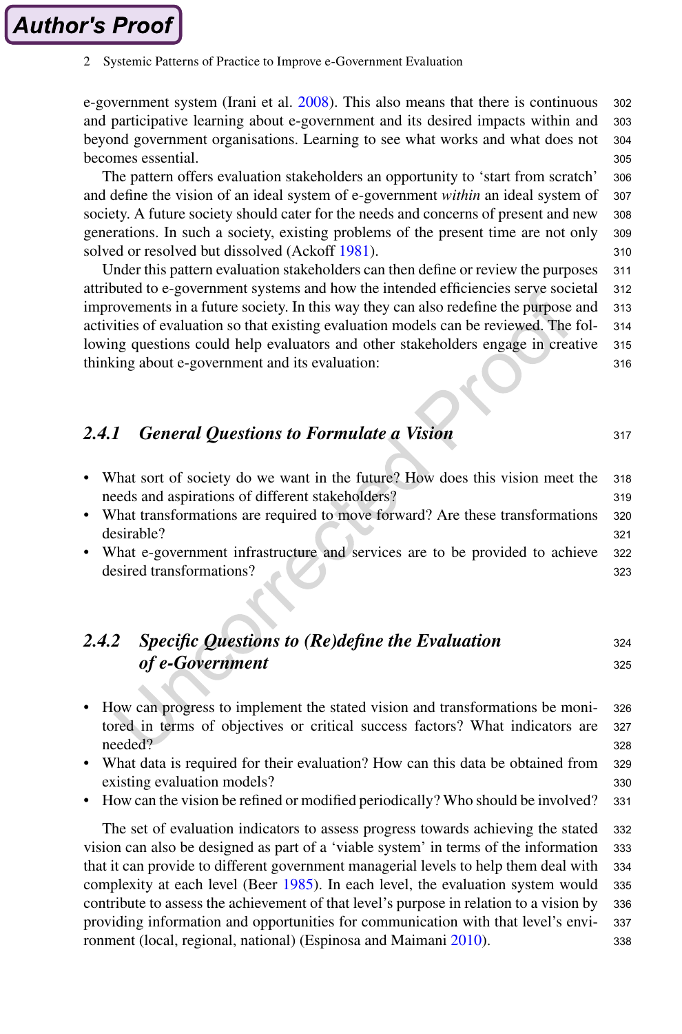e-government system (Irani et al. 2008). This also means that there is continuous and participative learning about e-government and its desired impacts within and beyond government organisations. Learning to see what works and what does not becomes essential.

The pattern offers evaluation stakeholders an opportunity to 'start from scratch' and define the vision of an ideal system of e-government *within* an ideal system of society. A future society should cater for the needs and concerns of present and new generations. In such a society, existing problems of the present time are not only solved or resolved but dissolved (Ackoff 1981).

Under this pattern evaluation stakeholders can then define or review the purposes attributed to e-government systems and how the intended efficiencies serve societal improvements in a future society. In this way they can also redefine the purpose and activities of evaluation so that existing evaluation models can be reviewed. The following questions could help evaluators and other stakeholders engage in creative thinking about e-government and its evaluation:

### 2.4.1 General Questions to Formulate a Vision

- What sort of society do we want in the future? How does this vision meet the needs and aspirations of different stakeholders?
- What transformations are required to move forward? Are these transformations desirable?
- What e-government infrastructure and services are to be provided to achieve desired transformations?

### 2.4.2 Specific Questions to (Re)define the Evaluation of e-Government

- How can progress to implement the stated vision and transformations be monitored in terms of objectives or critical success factors? What indicators are needed?
- What data is required for their evaluation? How can this data be obtained from existing evaluation models?
- How can the vision be refined or modified periodically? Who should be involved?

The set of evaluation indicators to assess progress towards achieving the stated vision can also be designed as part of a 'viable system' in terms of the information that it can provide to different government managerial levels to help them deal with complexity at each level (Beer 1985). In each level, the evaluation system would contribute to assess the achievement of that level's purpose in relation to a vision by providing information and opportunities for communication with that level's environment (local, regional, national) (Espinosa and Maimani 2010).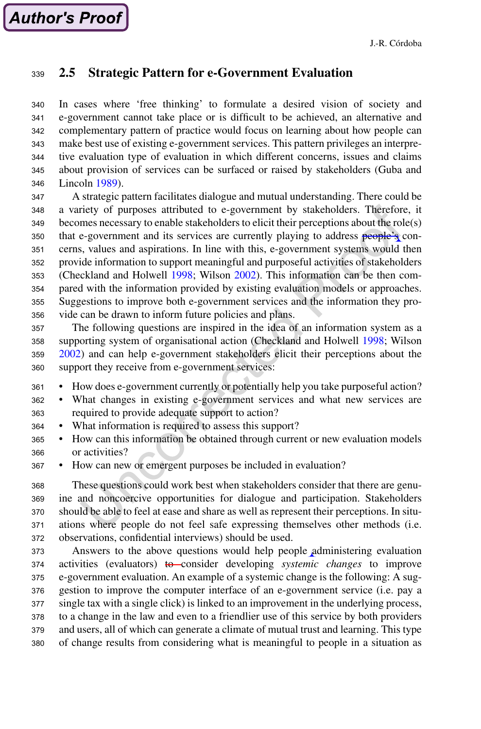## 2.5 Strategic Pattern for e-Government Evaluation

In cases where 'free thinking' to formulate a desired vision of society and e-government cannot take place or is difficult to be achieved, an alternative and complementary pattern of practice would focus on learning about how people can make best use of existing e-government services. This pattern privileges an interpretive evaluation type of evaluation in which different concerns, issues and claims about provision of services can be surfaced or raised by stakeholders (Guba and Lincoln 1989).

A strategic pattern facilitates dialogue and mutual understanding. There could be a variety of purposes attributed to e-government by stakeholders. Therefore, it becomes necessary to enable stakeholders to elicit their perceptions about the role(s) that e-government and its services are currently playing to address people's concerns, values and aspirations. In line with this, e-government systems would then provide information to support meaningful and purposeful activities of stakeholders (Checkland and Holwell 1998; Wilson 2002). This information can be then compared with the information provided by existing evaluation models or approaches. Suggestions to improve both e-government services and the information they provide can be drawn to inform future policies and plans.

The following questions are inspired in the idea of an information system as a supporting system of organisational action (Checkland and Holwell 1998; Wilson 2002) and can help e-government stakeholders elicit their perceptions about the support they receive from e-government services:

- How does e-government currently or potentially help you take purposeful action?
- What changes in existing e-government services and what new services are required to provide adequate support to action?
- What information is required to assess this support?
- How can this information be obtained through current or new evaluation models or activities?
- How can new or emergent purposes be included in evaluation?

These questions could work best when stakeholders consider that there are genuine and noncoercive opportunities for dialogue and participation. Stakeholders should be able to feel at ease and share as well as represent their perceptions. In situations where people do not feel safe expressing themselves other methods (i.e. observations, confidential interviews) should be used.

Answers to the above questions would help people administering evaluation activities (evaluators) to consider developing *systemic changes* to improve e-government evaluation. An example of a systemic change is the following: A suggestion to improve the computer interface of an e-government service (i.e. pay a single tax with a single click) is linked to an improvement in the underlying process, to a change in the law and even to a friendlier use of this service by both providers and users, all of which can generate a climate of mutual trust and learning. This type of change results from considering what is meaningful to people in a situation as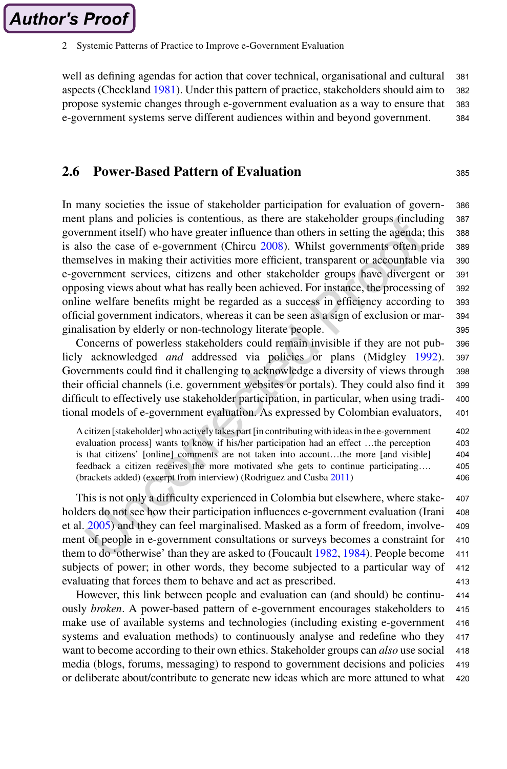well as defining agendas for action that cover technical, organisational and cultural aspects (Checkland 1981). Under this pattern of practice, stakeholders should aim to propose systemic changes through e-government evaluation as a way to ensure that e-government systems serve different audiences within and beyond government.

## 2.6 Power-Based Pattern of Evaluation

In many societies the issue of stakeholder participation for evaluation of government plans and policies is contentious, as there are stakeholder groups (including government itself) who have greater influence than others in setting the agenda; this is also the case of e-government (Chircu 2008). Whilst governments often pride themselves in making their activities more efficient, transparent or accountable via e-government services, citizens and other stakeholder groups have divergent or opposing views about what has really been achieved. For instance, the processing of online welfare benefits might be regarded as a success in efficiency according to official government indicators, whereas it can be seen as a sign of exclusion or marginalisation by elderly or non-technology literate people.

Concerns of powerless stakeholders could remain invisible if they are not publicly acknowledged *and* addressed via policies or plans (Midgley 1992). Governments could find it challenging to acknowledge a diversity of views through their official channels (i.e. government websites or portals). They could also find it difficult to effectively use stakeholder participation, in particular, when using traditional models of e-government evaluation. As expressed by Colombian evaluators,

> A citizen [stakeholder] who actively takes part [in contributing with ideas in the e-government evaluation process] wants to know if his/her participation had an effect …the perception is that citizens' [online] comments are not taken into account…the more [and visible] feedback a citizen receives the more motivated s/he gets to continue participating…. (brackets added) (excerpt from interview) (Rodriguez and Cusba 2011)

This is not only a difficulty experienced in Colombia but elsewhere, where stakeholders do not see how their participation influences e-government evaluation (Irani et al. 2005) and they can feel marginalised. Masked as a form of freedom, involvement of people in e-government consultations or surveys becomes a constraint for them to do 'otherwise' than they are asked to (Foucault 1982, 1984). People become subjects of power; in other words, they become subjected to a particular way of evaluating that forces them to behave and act as prescribed.

However, this link between people and evaluation can (and should) be continuously *broken*. A power-based pattern of e-government encourages stakeholders to make use of available systems and technologies (including existing e-government systems and evaluation methods) to continuously analyse and redefine who they want to become according to their own ethics. Stakeholder groups can *also* use social media (blogs, forums, messaging) to respond to government decisions and policies or deliberate about/contribute to generate new ideas which are more attuned to what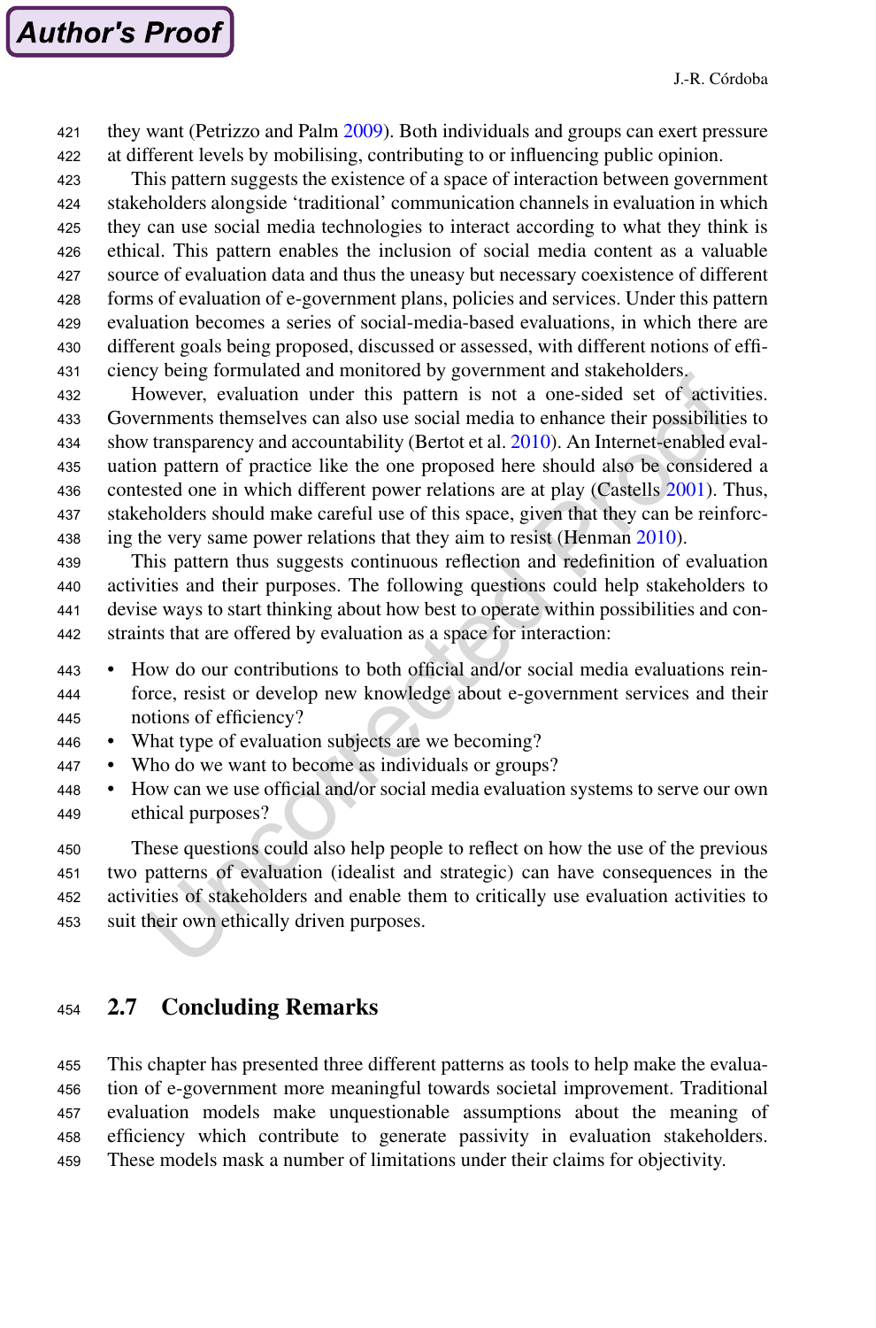they want (Petrizzo and Palm 2009). Both individuals and groups can exert pressure at different levels by mobilising, contributing to or influencing public opinion.

This pattern suggests the existence of a space of interaction between government stakeholders alongside 'traditional' communication channels in evaluation in which they can use social media technologies to interact according to what they think is ethical. This pattern enables the inclusion of social media content as a valuable source of evaluation data and thus the uneasy but necessary coexistence of different forms of evaluation of e-government plans, policies and services. Under this pattern evaluation becomes a series of social-media-based evaluations, in which there are different goals being proposed, discussed or assessed, with different notions of efficiency being formulated and monitored by government and stakeholders.

However, evaluation under this pattern is not a one-sided set of activities. Governments themselves can also use social media to enhance their possibilities to show transparency and accountability (Bertot et al. 2010). An Internet-enabled evaluation pattern of practice like the one proposed here should also be considered a contested one in which different power relations are at play (Castells 2001). Thus, stakeholders should make careful use of this space, given that they can be reinforcing the very same power relations that they aim to resist (Henman 2010).

This pattern thus suggests continuous reflection and redefinition of evaluation activities and their purposes. The following questions could help stakeholders to devise ways to start thinking about how best to operate within possibilities and constraints that are offered by evaluation as a space for interaction:

- How do our contributions to both official and/or social media evaluations reinforce, resist or develop new knowledge about e-government services and their notions of efficiency?
- What type of evaluation subjects are we becoming?
- Who do we want to become as individuals or groups?
- How can we use official and/or social media evaluation systems to serve our own ethical purposes?

These questions could also help people to reflect on how the use of the previous two patterns of evaluation (idealist and strategic) can have consequences in the activities of stakeholders and enable them to critically use evaluation activities to suit their own ethically driven purposes.

## 2.7 Concluding Remarks

This chapter has presented three different patterns as tools to help make the evaluation of e-government more meaningful towards societal improvement. Traditional evaluation models make unquestionable assumptions about the meaning of efficiency which contribute to generate passivity in evaluation stakeholders. These models mask a number of limitations under their claims for objectivity.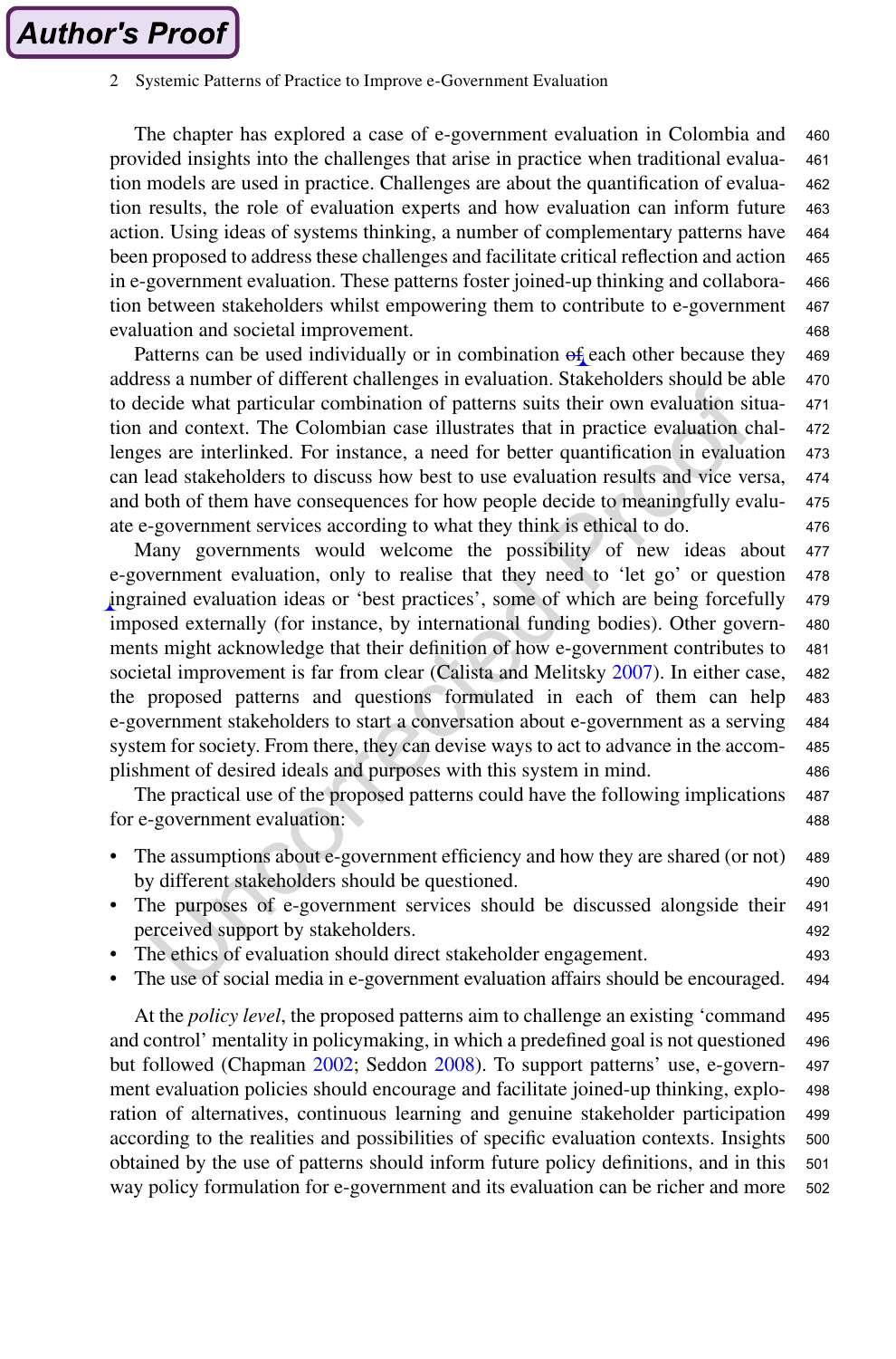The chapter has explored a case of e-government evaluation in Colombia and provided insights into the challenges that arise in practice when traditional evaluation models are used in practice. Challenges are about the quantification of evaluation results, the role of evaluation experts and how evaluation can inform future action. Using ideas of systems thinking, a number of complementary patterns have been proposed to address these challenges and facilitate critical reflection and action in e-government evaluation. These patterns foster joined-up thinking and collaboration between stakeholders whilst empowering them to contribute to e-government evaluation and societal improvement.

Patterns can be used individually or in combination of each other because they address a number of different challenges in evaluation. Stakeholders should be able to decide what particular combination of patterns suits their own evaluation situation and context. The Colombian case illustrates that in practice evaluation challenges are interlinked. For instance, a need for better quantification in evaluation can lead stakeholders to discuss how best to use evaluation results and vice versa, and both of them have consequences for how people decide to meaningfully evaluate e-government services according to what they think is ethical to do.

Many governments would welcome the possibility of new ideas about e-government evaluation, only to realise that they need to 'let go' or question ingrained evaluation ideas or 'best practices', some of which are being forcefully imposed externally (for instance, by international funding bodies). Other governments might acknowledge that their definition of how e-government contributes to societal improvement is far from clear (Calista and Melitsky 2007). In either case, the proposed patterns and questions formulated in each of them can help e-government stakeholders to start a conversation about e-government as a serving system for society. From there, they can devise ways to act to advance in the accomplishment of desired ideals and purposes with this system in mind.

The practical use of the proposed patterns could have the following implications for e-government evaluation:

- The assumptions about e-government efficiency and how they are shared (or not) by different stakeholders should be questioned.
- The purposes of e-government services should be discussed alongside their perceived support by stakeholders.
- The ethics of evaluation should direct stakeholder engagement.
- The use of social media in e-government evaluation affairs should be encouraged.

At the *policy level*, the proposed patterns aim to challenge an existing 'command and control' mentality in policymaking, in which a predefined goal is not questioned but followed (Chapman 2002; Seddon 2008). To support patterns' use, e-government evaluation policies should encourage and facilitate joined-up thinking, exploration of alternatives, continuous learning and genuine stakeholder participation according to the realities and possibilities of specific evaluation contexts. Insights obtained by the use of patterns should inform future policy definitions, and in this way policy formulation for e-government and its evaluation can be richer and more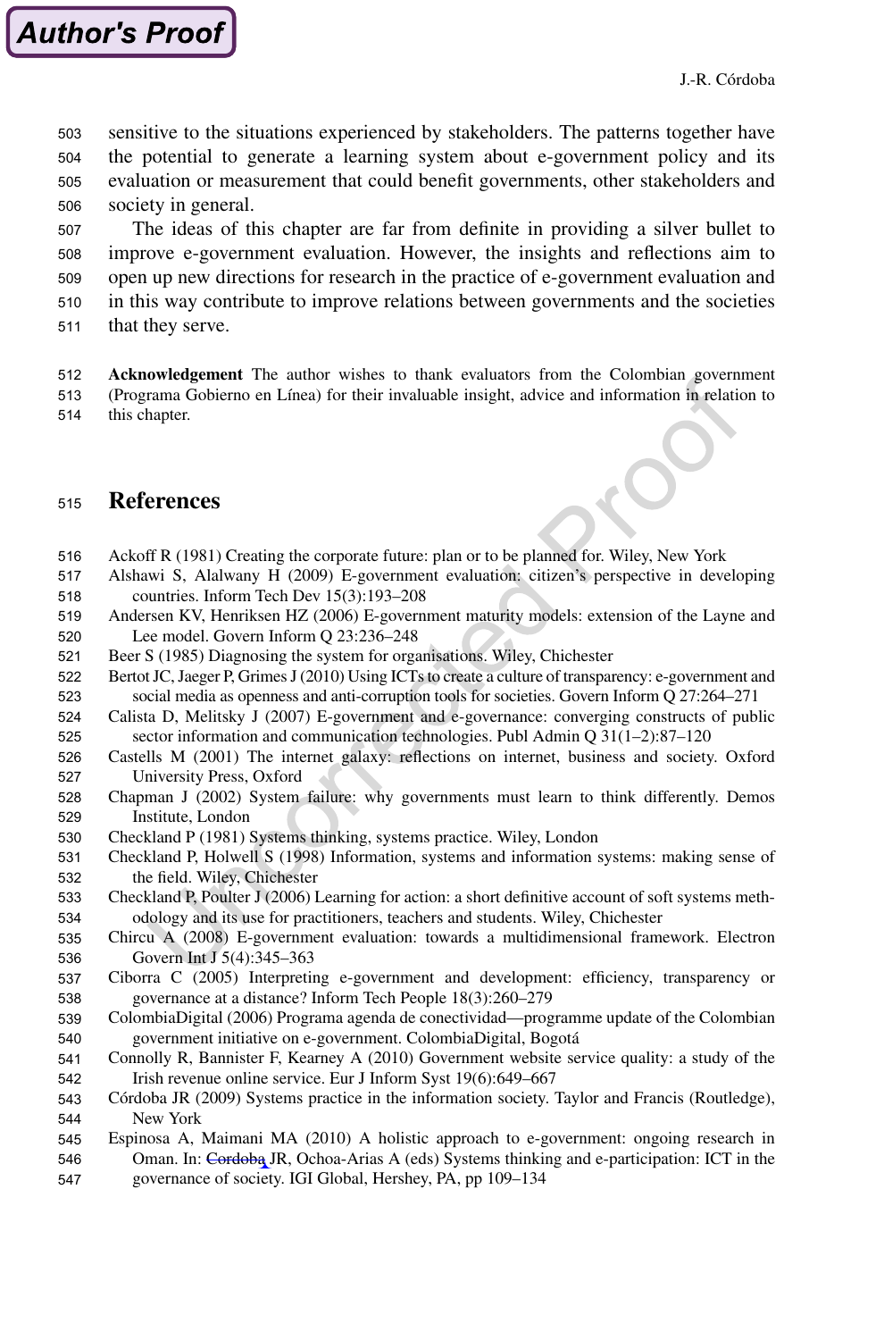sensitive to the situations experienced by stakeholders. The patterns together have the potential to generate a learning system about e-government policy and its evaluation or measurement that could benefit governments, other stakeholders and society in general.

The ideas of this chapter are far from definite in providing a silver bullet to improve e-government evaluation. However, the insights and reflections aim to open up new directions for research in the practice of e-government evaluation and in this way contribute to improve relations between governments and the societies that they serve.

**Acknowledgement** The author wishes to thank evaluators from the Colombian government (Programa Gobierno en Línea) for their invaluable insight, advice and information in relation to this chapter.

## References

Ackoff R (1981) Creating the corporate future: plan or to be planned for. Wiley, New York

Alshawi S, Alalwany H (2009) E-government evaluation: citizen's perspective in developing countries. Inform Tech Dev 15(3):193–208

Andersen KV, Henriksen HZ (2006) E-government maturity models: extension of the Layne and Lee model. Govern Inform Q 23:236–248

Beer S (1985) Diagnosing the system for organisations. Wiley, Chichester

Bertot JC, Jaeger P, Grimes J (2010) Using ICTs to create a culture of transparency: e-government and social media as openness and anti-corruption tools for societies. Govern Inform Q 27:264–271

Calista D, Melitsky J (2007) E-government and e-governance: converging constructs of public sector information and communication technologies. Publ Admin Q 31(1–2):87–120

Castells M (2001) The internet galaxy: reflections on internet, business and society. Oxford University Press, Oxford

Chapman J (2002) System failure: why governments must learn to think differently. Demos Institute, London

Checkland P (1981) Systems thinking, systems practice. Wiley, London

Checkland P, Holwell S (1998) Information, systems and information systems: making sense of the field. Wiley, Chichester

Checkland P, Poulter J (2006) Learning for action: a short definitive account of soft systems methodology and its use for practitioners, teachers and students. Wiley, Chichester

Chircu A (2008) E-government evaluation: towards a multidimensional framework. Electron Govern Int J 5(4):345–363

Ciborra C (2005) Interpreting e-government and development: efficiency, transparency or governance at a distance? Inform Tech People 18(3):260–279

ColombiaDigital (2006) Programa agenda de conectividad—programme update of the Colombian government initiative on e-government. ColombiaDigital, Bogotá

Connolly R, Bannister F, Kearney A (2010) Government website service quality: a study of the Irish revenue online service. Eur J Inform Syst 19(6):649–667

Córdoba JR (2009) Systems practice in the information society. Taylor and Francis (Routledge), New York

Espinosa A, Maimani MA (2010) A holistic approach to e-government: ongoing research in Oman. In: ~~Cordoba~~ JR, Ochoa-Arias A (eds) Systems thinking and e-participation: ICT in the governance of society. IGI Global, Hershey, PA, pp 109–134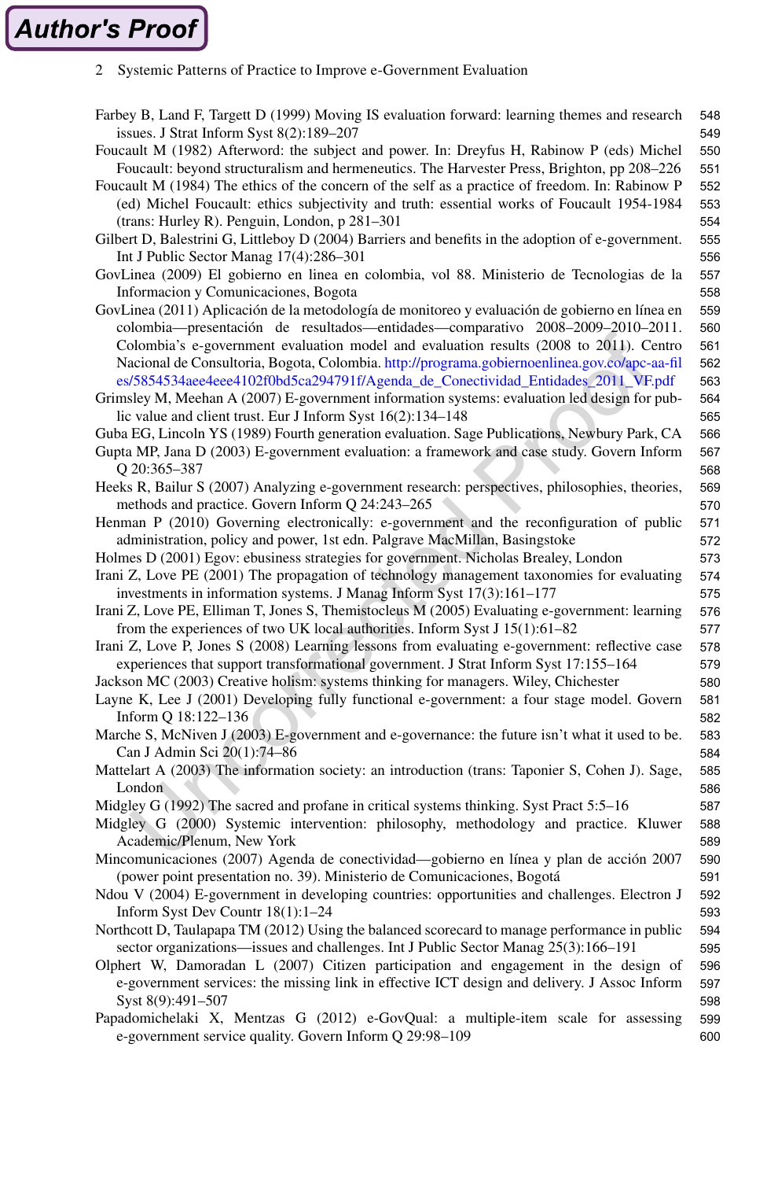Farbey B, Land F, Targett D (1999) Moving IS evaluation forward: learning themes and research issues. J Strat Inform Syst 8(2):189–207

Foucault M (1982) Afterword: the subject and power. In: Dreyfus H, Rabinow P (eds) Michel Foucault: beyond structuralism and hermeneutics. The Harvester Press, Brighton, pp 208–226

Foucault M (1984) The ethics of the concern of the self as a practice of freedom. In: Rabinow P (ed) Michel Foucault: ethics subjectivity and truth: essential works of Foucault 1954-1984 (trans: Hurley R). Penguin, London, p 281–301

Gilbert D, Balestrini G, Littleboy D (2004) Barriers and benefits in the adoption of e-government. Int J Public Sector Manag 17(4):286–301

GovLinea (2009) El gobierno en linea en colombia, vol 88. Ministerio de Tecnologias de la Informacion y Comunicaciones, Bogota

GovLinea (2011) Aplicación de la metodología de monitoreo y evaluación de gobierno en línea en colombia—presentación de resultados—entidades—comparativo 2008–2009–2010–2011. Colombia's e-government evaluation model and evaluation results (2008 to 2011). Centro Nacional de Consultoria, Bogota, Colombia. http://programa.gobiernoenlinea.gov.co/apc-aa-files/5854534aee4eee4102f0bd5ca294791f/Agenda_de_Conectividad_Entidades_2011_VF.pdf

Grimsley M, Meehan A (2007) E-government information systems: evaluation led design for public value and client trust. Eur J Inform Syst 16(2):134–148

Guba EG, Lincoln YS (1989) Fourth generation evaluation. Sage Publications, Newbury Park, CA

Gupta MP, Jana D (2003) E-government evaluation: a framework and case study. Govern Inform Q 20:365–387

Heeks R, Bailur S (2007) Analyzing e-government research: perspectives, philosophies, theories, methods and practice. Govern Inform Q 24:243–265

Henman P (2010) Governing electronically: e-government and the reconfiguration of public administration, policy and power, 1st edn. Palgrave MacMillan, Basingstoke

Holmes D (2001) Egov: ebusiness strategies for government. Nicholas Brealey, London

Irani Z, Love PE (2001) The propagation of technology management taxonomies for evaluating investments in information systems. J Manag Inform Syst 17(3):161–177

Irani Z, Love PE, Elliman T, Jones S, Themistocleus M (2005) Evaluating e-government: learning from the experiences of two UK local authorities. Inform Syst J 15(1):61–82

Irani Z, Love P, Jones S (2008) Learning lessons from evaluating e-government: reflective case experiences that support transformational government. J Strat Inform Syst 17:155–164

Jackson MC (2003) Creative holism: systems thinking for managers. Wiley, Chichester

Layne K, Lee J (2001) Developing fully functional e-government: a four stage model. Govern Inform Q 18:122–136

Marche S, McNiven J (2003) E-government and e-governance: the future isn't what it used to be. Can J Admin Sci 20(1):74–86

Mattelart A (2003) The information society: an introduction (trans: Taponier S, Cohen J). Sage, London

Midgley G (1992) The sacred and profane in critical systems thinking. Syst Pract 5:5–16

Midgley G (2000) Systemic intervention: philosophy, methodology and practice. Kluwer Academic/Plenum, New York

Mincomunicaciones (2007) Agenda de conectividad—gobierno en línea y plan de acción 2007 (power point presentation no. 39). Ministerio de Comunicaciones, Bogotá

Ndou V (2004) E-government in developing countries: opportunities and challenges. Electron J Inform Syst Dev Countr 18(1):1–24

Northcott D, Taulapapa TM (2012) Using the balanced scorecard to manage performance in public sector organizations—issues and challenges. Int J Public Sector Manag 25(3):166–191

Olphert W, Damoradan L (2007) Citizen participation and engagement in the design of e-government services: the missing link in effective ICT design and delivery. J Assoc Inform Syst 8(9):491–507

Papadomichelaki X, Mentzas G (2012) e-GovQual: a multiple-item scale for assessing e-government service quality. Govern Inform Q 29:98–109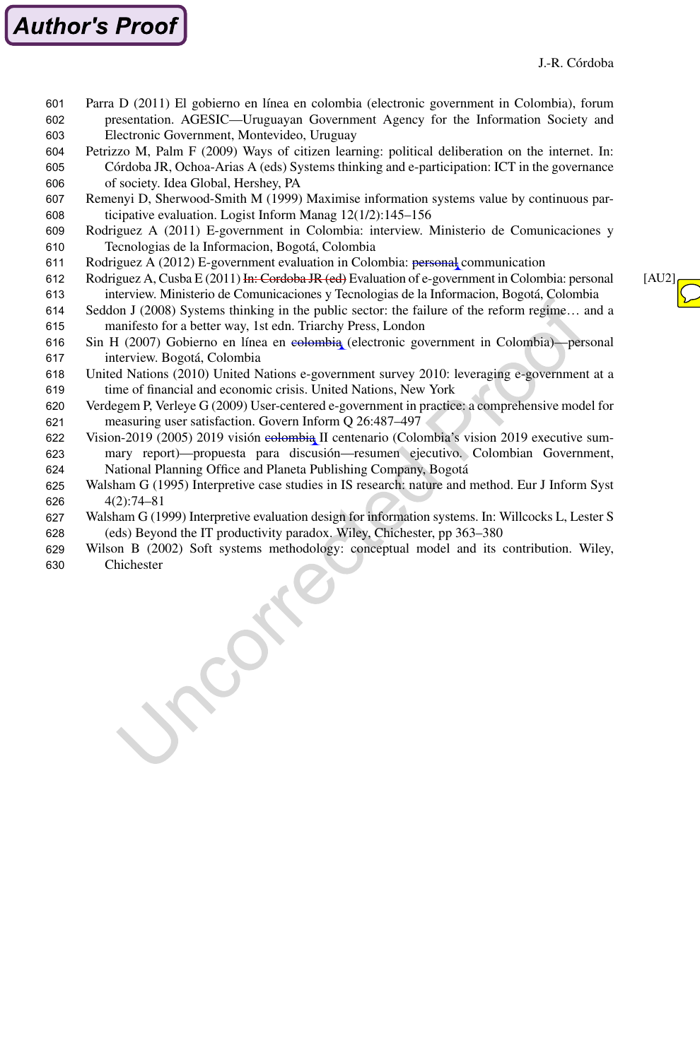Parra D (2011) El gobierno en línea en colombia (electronic government in Colombia), forum presentation. AGESIC—Uruguayan Government Agency for the Information Society and Electronic Government, Montevideo, Uruguay

Petrizzo M, Palm F (2009) Ways of citizen learning: political deliberation on the internet. In: Córdoba JR, Ochoa-Arias A (eds) Systems thinking and e-participation: ICT in the governance of society. Idea Global, Hershey, PA

Remenyi D, Sherwood-Smith M (1999) Maximise information systems value by continuous participative evaluation. Logist Inform Manag 12(1/2):145–156

Rodriguez A (2011) E-government in Colombia: interview. Ministerio de Comunicaciones y Tecnologias de la Informacion, Bogotá, Colombia

Rodriguez A (2012) E-government evaluation in Colombia: ~~personal~~ communication

Rodriguez A, Cusba E (2011) ~~In: Cordoba JR (ed)~~ Evaluation of e-government in Colombia: personal interview. Ministerio de Comunicaciones y Tecnologias de la Informacion, Bogotá, Colombia

Seddon J (2008) Systems thinking in the public sector: the failure of the reform regime… and a manifesto for a better way, 1st edn. Triarchy Press, London

Sin H (2007) Gobierno en línea en ~~colombia~~ (electronic government in Colombia)—personal interview. Bogotá, Colombia

United Nations (2010) United Nations e-government survey 2010: leveraging e-government at a time of financial and economic crisis. United Nations, New York

Verdegem P, Verleye G (2009) User-centered e-government in practice: a comprehensive model for measuring user satisfaction. Govern Inform Q 26:487–497

Vision-2019 (2005) 2019 visión ~~colombia~~ II centenario (Colombia's vision 2019 executive summary report)—propuesta para discusión—resumen ejecutivo. Colombian Government, National Planning Office and Planeta Publishing Company, Bogotá

Walsham G (1995) Interpretive case studies in IS research: nature and method. Eur J Inform Syst 4(2):74–81

Walsham G (1999) Interpretive evaluation design for information systems. In: Willcocks L, Lester S (eds) Beyond the IT productivity paradox. Wiley, Chichester, pp 363–380

Wilson B (2002) Soft systems methodology: conceptual model and its contribution. Wiley, Chichester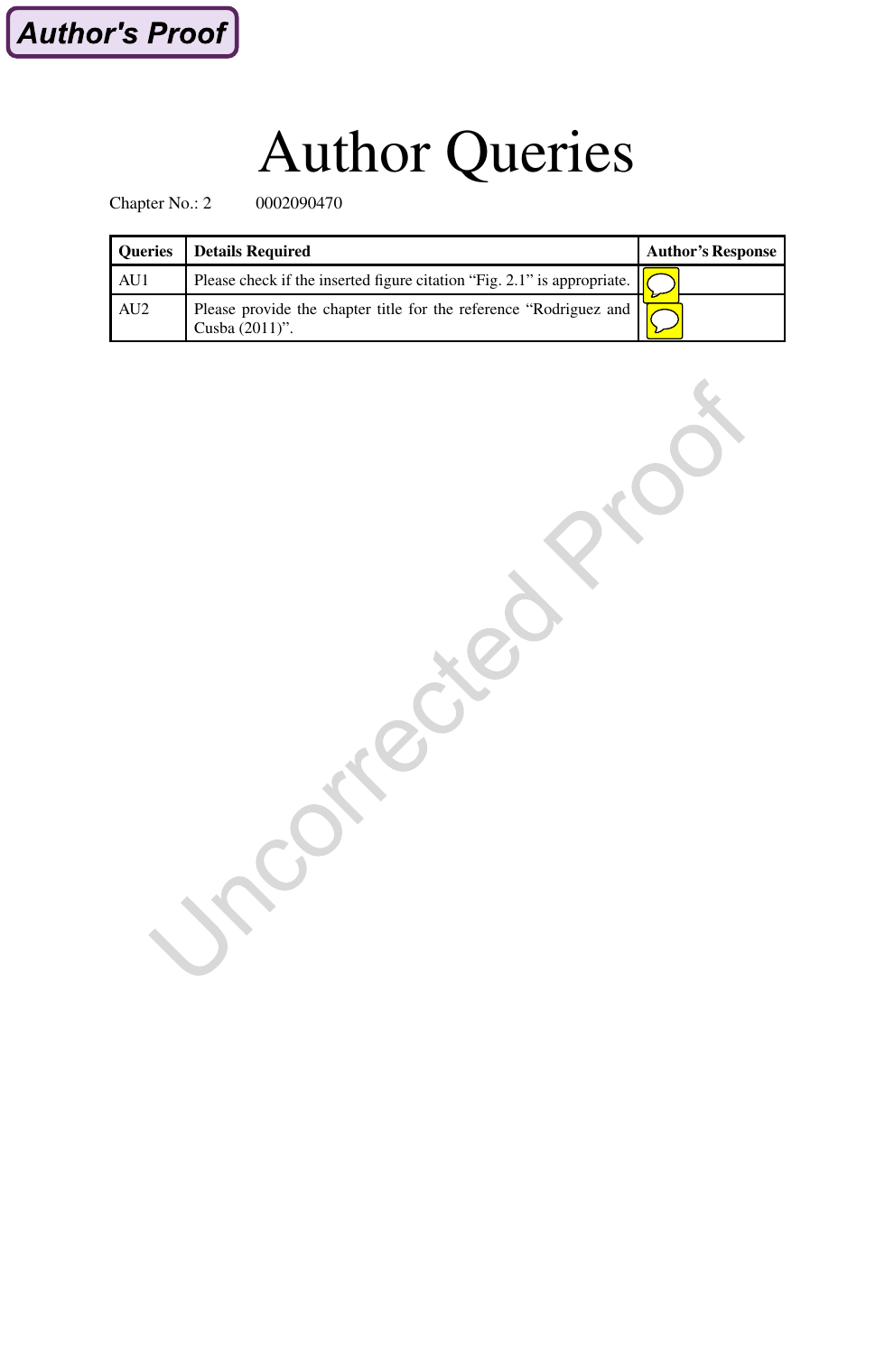# Author Queries

Chapter No.: 2 0002090470

| Queries | Details Required | Author's Response |
| --- | --- | --- |
| AU1 | Please check if the inserted figure citation "Fig. 2.1" is appropriate. | |
| AU2 | Please provide the chapter title for the reference "Rodriguez and Cusba (2011)". | |